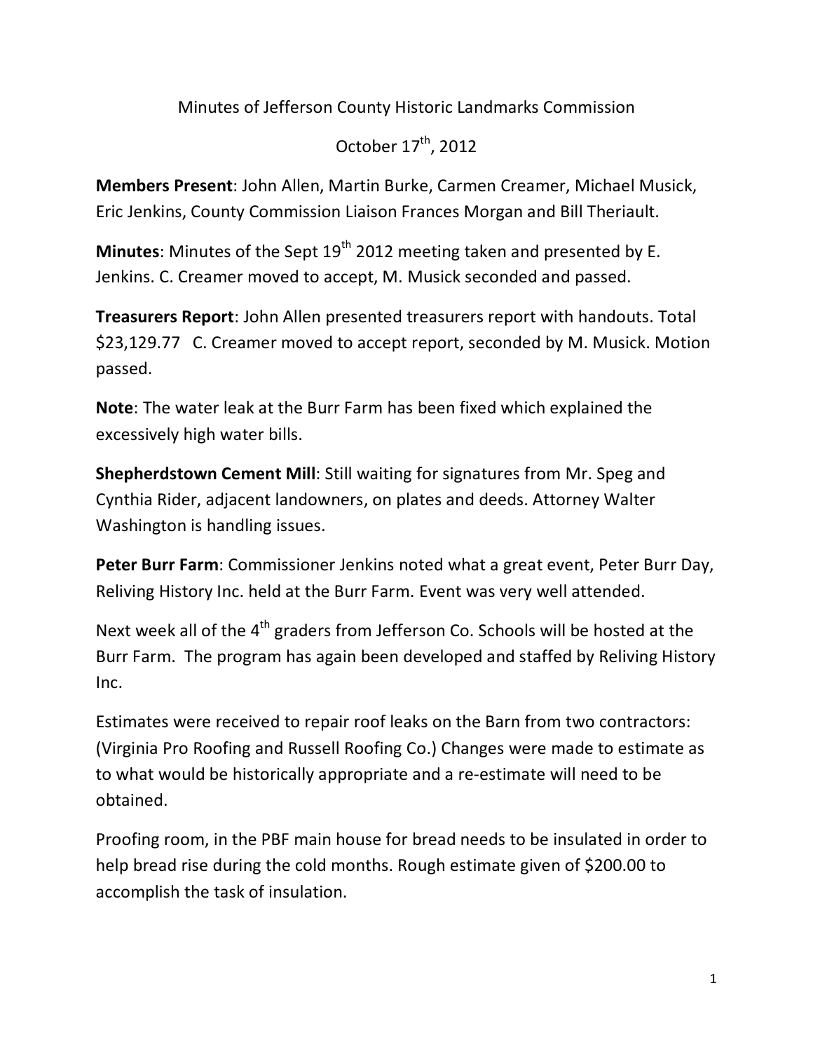Minutes of Jefferson County Historic Landmarks Commission

October 17th, 2012

**Members Present**: John Allen, Martin Burke, Carmen Creamer, Michael Musick, Eric Jenkins, County Commission Liaison Frances Morgan and Bill Theriault.

**Minutes**: Minutes of the Sept 19th 2012 meeting taken and presented by E. Jenkins. C. Creamer moved to accept, M. Musick seconded and passed.

**Treasurers Report**: John Allen presented treasurers report with handouts. Total $23,129.77 C. Creamer moved to accept report, seconded by M. Musick. Motion passed.

**Note**: The water leak at the Burr Farm has been fixed which explained the excessively high water bills.

**Shepherdstown Cement Mill**: Still waiting for signatures from Mr. Speg and Cynthia Rider, adjacent landowners, on plates and deeds. Attorney Walter Washington is handling issues.

**Peter Burr Farm**: Commissioner Jenkins noted what a great event, Peter Burr Day, Reliving History Inc. held at the Burr Farm. Event was very well attended.

Next week all of the 4th graders from Jefferson Co. Schools will be hosted at the Burr Farm. The program has again been developed and staffed by Reliving History Inc.

Estimates were received to repair roof leaks on the Barn from two contractors: (Virginia Pro Roofing and Russell Roofing Co.) Changes were made to estimate as to what would be historically appropriate and a re-estimate will need to be obtained.

Proofing room, in the PBF main house for bread needs to be insulated in order to help bread rise during the cold months. Rough estimate given of $200.00 to accomplish the task of insulation.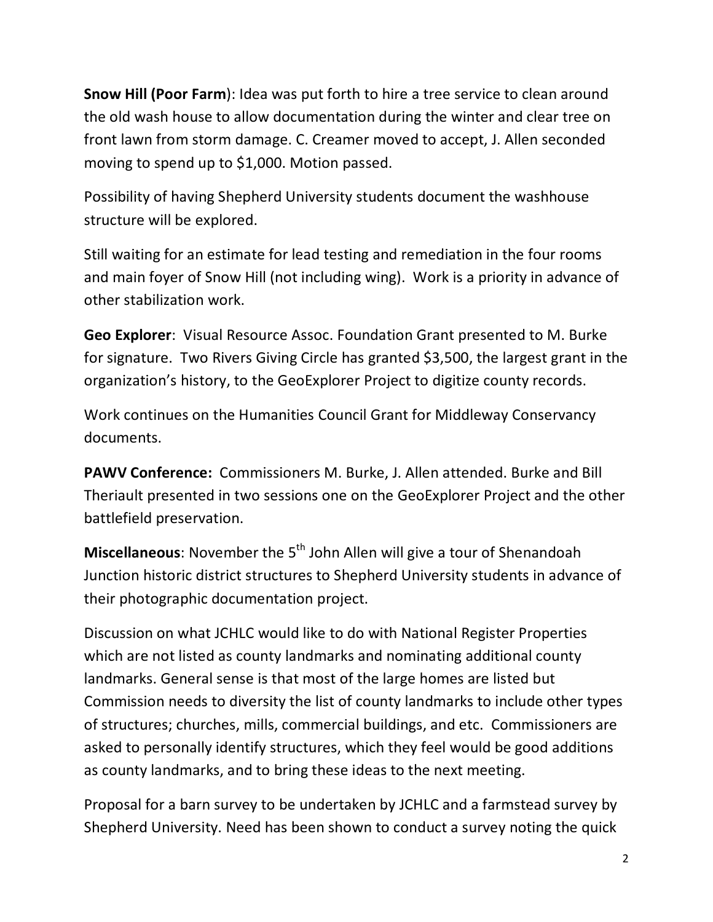**Snow Hill (Poor Farm**): Idea was put forth to hire a tree service to clean around the old wash house to allow documentation during the winter and clear tree on front lawn from storm damage. C. Creamer moved to accept, J. Allen seconded moving to spend up to $1,000. Motion passed.

Possibility of having Shepherd University students document the washhouse structure will be explored.

Still waiting for an estimate for lead testing and remediation in the four rooms and main foyer of Snow Hill (not including wing). Work is a priority in advance of other stabilization work.

**Geo Explorer**: Visual Resource Assoc. Foundation Grant presented to M. Burke for signature. Two Rivers Giving Circle has granted $3,500, the largest grant in the organization's history, to the GeoExplorer Project to digitize county records.

Work continues on the Humanities Council Grant for Middleway Conservancy documents.

**PAWV Conference:** Commissioners M. Burke, J. Allen attended. Burke and Bill Theriault presented in two sessions one on the GeoExplorer Project and the other battlefield preservation.

**Miscellaneous**: November the 5th John Allen will give a tour of Shenandoah Junction historic district structures to Shepherd University students in advance of their photographic documentation project.

Discussion on what JCHLC would like to do with National Register Properties which are not listed as county landmarks and nominating additional county landmarks. General sense is that most of the large homes are listed but Commission needs to diversity the list of county landmarks to include other types of structures; churches, mills, commercial buildings, and etc. Commissioners are asked to personally identify structures, which they feel would be good additions as county landmarks, and to bring these ideas to the next meeting.

Proposal for a barn survey to be undertaken by JCHLC and a farmstead survey by Shepherd University. Need has been shown to conduct a survey noting the quick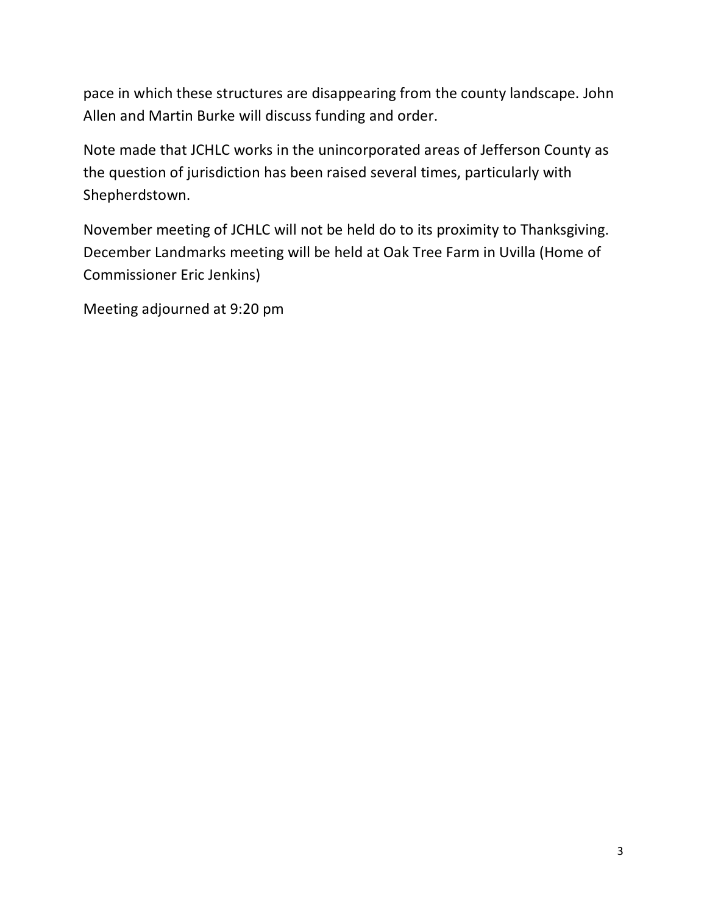pace in which these structures are disappearing from the county landscape. John Allen and Martin Burke will discuss funding and order.

Note made that JCHLC works in the unincorporated areas of Jefferson County as the question of jurisdiction has been raised several times, particularly with Shepherdstown.

November meeting of JCHLC will not be held do to its proximity to Thanksgiving. December Landmarks meeting will be held at Oak Tree Farm in Uvilla (Home of Commissioner Eric Jenkins)

Meeting adjourned at 9:20 pm